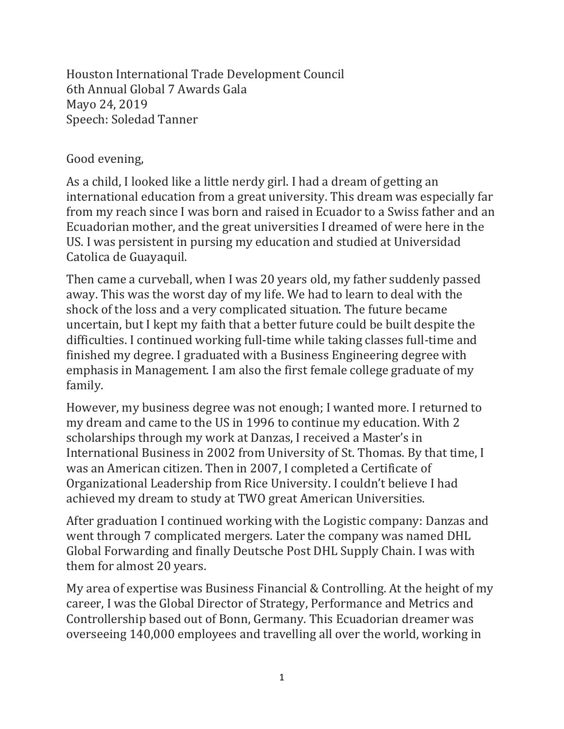Houston International Trade Development Council
6th Annual Global 7 Awards Gala
Mayo 24, 2019
Speech: Soledad Tanner

Good evening,

As a child, I looked like a little nerdy girl. I had a dream of getting an international education from a great university. This dream was especially far from my reach since I was born and raised in Ecuador to a Swiss father and an Ecuadorian mother, and the great universities I dreamed of were here in the US. I was persistent in pursing my education and studied at Universidad Catolica de Guayaquil.

Then came a curveball, when I was 20 years old, my father suddenly passed away. This was the worst day of my life. We had to learn to deal with the shock of the loss and a very complicated situation. The future became uncertain, but I kept my faith that a better future could be built despite the difficulties. I continued working full-time while taking classes full-time and finished my degree. I graduated with a Business Engineering degree with emphasis in Management. I am also the first female college graduate of my family.

However, my business degree was not enough; I wanted more. I returned to my dream and came to the US in 1996 to continue my education. With 2 scholarships through my work at Danzas, I received a Master's in International Business in 2002 from University of St. Thomas. By that time, I was an American citizen. Then in 2007, I completed a Certificate of Organizational Leadership from Rice University. I couldn't believe I had achieved my dream to study at TWO great American Universities.

After graduation I continued working with the Logistic company: Danzas and went through 7 complicated mergers. Later the company was named DHL Global Forwarding and finally Deutsche Post DHL Supply Chain. I was with them for almost 20 years.

My area of expertise was Business Financial & Controlling. At the height of my career, I was the Global Director of Strategy, Performance and Metrics and Controllership based out of Bonn, Germany. This Ecuadorian dreamer was overseeing 140,000 employees and travelling all over the world, working in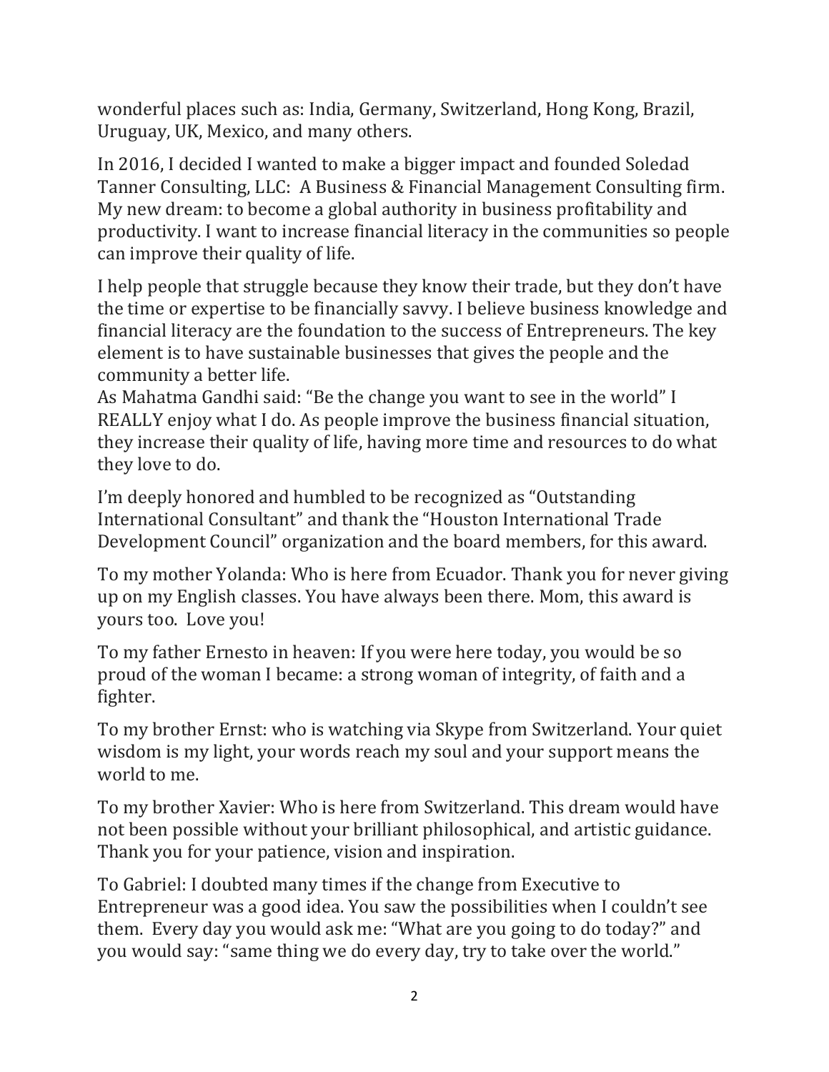wonderful places such as: India, Germany, Switzerland, Hong Kong, Brazil, Uruguay, UK, Mexico, and many others.

In 2016, I decided I wanted to make a bigger impact and founded Soledad Tanner Consulting, LLC: A Business & Financial Management Consulting firm. My new dream: to become a global authority in business profitability and productivity. I want to increase financial literacy in the communities so people can improve their quality of life.

I help people that struggle because they know their trade, but they don't have the time or expertise to be financially savvy. I believe business knowledge and financial literacy are the foundation to the success of Entrepreneurs. The key element is to have sustainable businesses that gives the people and the community a better life.
As Mahatma Gandhi said: "Be the change you want to see in the world" I REALLY enjoy what I do. As people improve the business financial situation, they increase their quality of life, having more time and resources to do what they love to do.

I'm deeply honored and humbled to be recognized as "Outstanding International Consultant" and thank the "Houston International Trade Development Council" organization and the board members, for this award.

To my mother Yolanda: Who is here from Ecuador. Thank you for never giving up on my English classes. You have always been there. Mom, this award is yours too. Love you!

To my father Ernesto in heaven: If you were here today, you would be so proud of the woman I became: a strong woman of integrity, of faith and a fighter.

To my brother Ernst: who is watching via Skype from Switzerland. Your quiet wisdom is my light, your words reach my soul and your support means the world to me.

To my brother Xavier: Who is here from Switzerland. This dream would have not been possible without your brilliant philosophical, and artistic guidance. Thank you for your patience, vision and inspiration.

To Gabriel: I doubted many times if the change from Executive to Entrepreneur was a good idea. You saw the possibilities when I couldn't see them. Every day you would ask me: "What are you going to do today?" and you would say: "same thing we do every day, try to take over the world."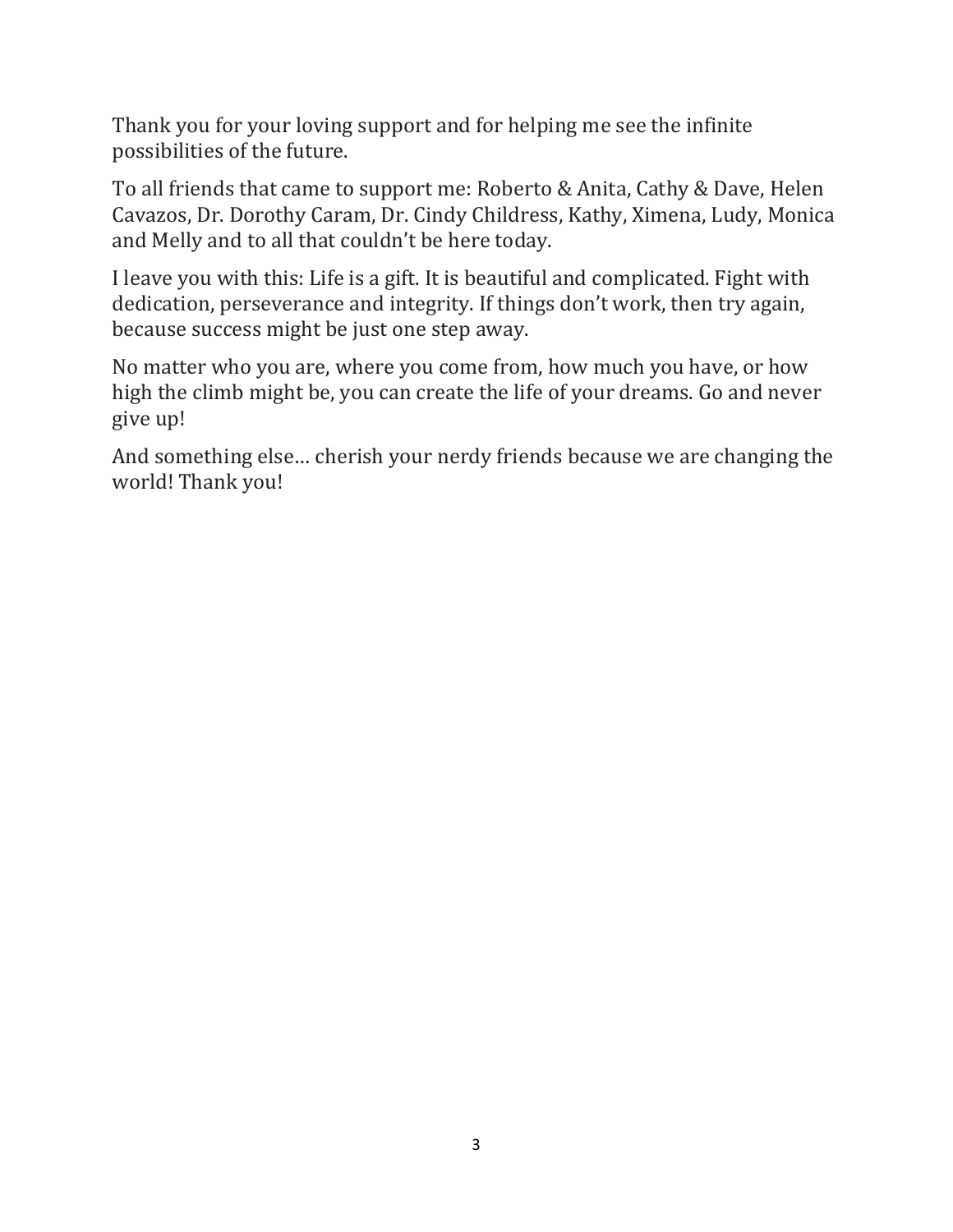Thank you for your loving support and for helping me see the infinite possibilities of the future.

To all friends that came to support me: Roberto & Anita, Cathy & Dave, Helen Cavazos, Dr. Dorothy Caram, Dr. Cindy Childress, Kathy, Ximena, Ludy, Monica and Melly and to all that couldn't be here today.

I leave you with this: Life is a gift. It is beautiful and complicated. Fight with dedication, perseverance and integrity. If things don't work, then try again, because success might be just one step away.

No matter who you are, where you come from, how much you have, or how high the climb might be, you can create the life of your dreams. Go and never give up!

And something else… cherish your nerdy friends because we are changing the world! Thank you!